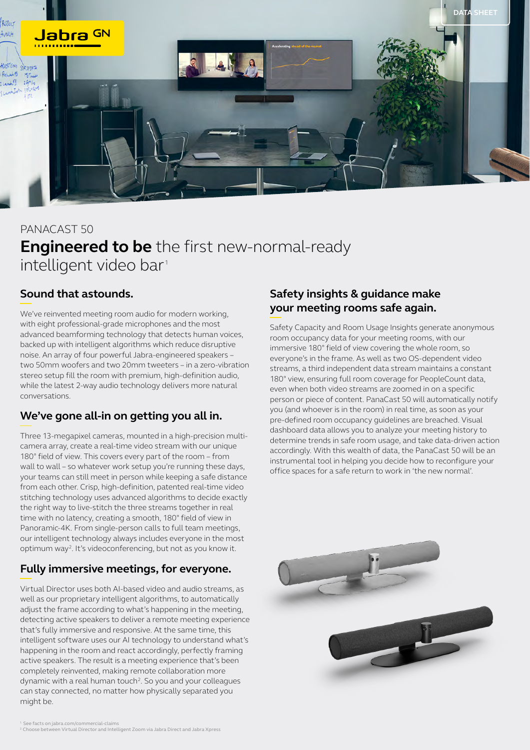DATA SHEET

PANACAST 50

# **Engineered to be** the first new-normal-ready intelligent video bar[1]

## Sound that astounds.

We've reinvented meeting room audio for modern working, with eight professional-grade microphones and the most advanced beamforming technology that detects human voices, backed up with intelligent algorithms which reduce disruptive noise. An array of four powerful Jabra-engineered speakers – two 50mm woofers and two 20mm tweeters – in a zero-vibration stereo setup fill the room with premium, high-definition audio, while the latest 2-way audio technology delivers more natural conversations.

## We've gone all-in on getting you all in.

Three 13-megapixel cameras, mounted in a high-precision multi-camera array, create a real-time video stream with our unique 180° field of view. This covers every part of the room – from wall to wall – so whatever work setup you're running these days, your teams can still meet in person while keeping a safe distance from each other. Crisp, high-definition, patented real-time video stitching technology uses advanced algorithms to decide exactly the right way to live-stitch the three streams together in real time with no latency, creating a smooth, 180° field of view in Panoramic-4K. From single-person calls to full team meetings, our intelligent technology always includes everyone in the most optimum way[2]. It's videoconferencing, but not as you know it.

## Fully immersive meetings, for everyone.

Virtual Director uses both AI-based video and audio streams, as well as our proprietary intelligent algorithms, to automatically adjust the frame according to what's happening in the meeting, detecting active speakers to deliver a remote meeting experience that's fully immersive and responsive. At the same time, this intelligent software uses our AI technology to understand what's happening in the room and react accordingly, perfectly framing active speakers. The result is a meeting experience that's been completely reinvented, making remote collaboration more dynamic with a real human touch[2]. So you and your colleagues can stay connected, no matter how physically separated you might be.

## Safety insights & guidance make your meeting rooms safe again.

Safety Capacity and Room Usage Insights generate anonymous room occupancy data for your meeting rooms, with our immersive 180° field of view covering the whole room, so everyone's in the frame. As well as two OS-dependent video streams, a third independent data stream maintains a constant 180° view, ensuring full room coverage for PeopleCount data, even when both video streams are zoomed in on a specific person or piece of content. PanaCast 50 will automatically notify you (and whoever is in the room) in real time, as soon as your pre-defined room occupancy guidelines are breached. Visual dashboard data allows you to analyze your meeting history to determine trends in safe room usage, and take data-driven action accordingly. With this wealth of data, the PanaCast 50 will be an instrumental tool in helping you decide how to reconfigure your office spaces for a safe return to work in 'the new normal'.

[1] See facts on jabra.com/commercial-claims
[2] Choose between Virtual Director and Intelligent Zoom via Jabra Direct and Jabra Xpress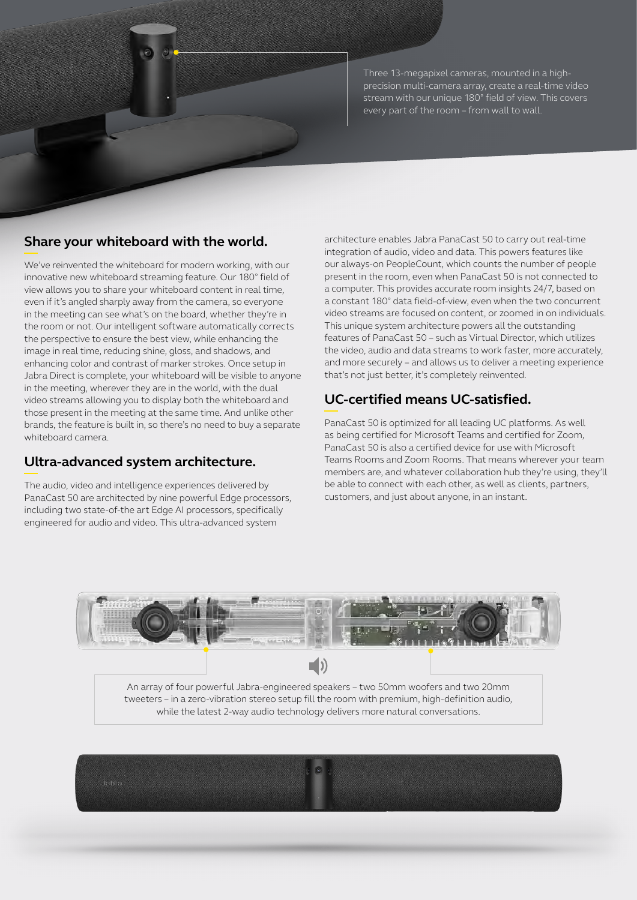Three 13-megapixel cameras, mounted in a high-precision multi-camera array, create a real-time video stream with our unique 180° field of view. This covers every part of the room – from wall to wall.

## Share your whiteboard with the world.

We've reinvented the whiteboard for modern working, with our innovative new whiteboard streaming feature. Our 180° field of view allows you to share your whiteboard content in real time, even if it's angled sharply away from the camera, so everyone in the meeting can see what's on the board, whether they're in the room or not. Our intelligent software automatically corrects the perspective to ensure the best view, while enhancing the image in real time, reducing shine, gloss, and shadows, and enhancing color and contrast of marker strokes. Once setup in Jabra Direct is complete, your whiteboard will be visible to anyone in the meeting, wherever they are in the world, with the dual video streams allowing you to display both the whiteboard and those present in the meeting at the same time. And unlike other brands, the feature is built in, so there's no need to buy a separate whiteboard camera.

## Ultra-advanced system architecture.

The audio, video and intelligence experiences delivered by PanaCast 50 are architected by nine powerful Edge processors, including two state-of-the art Edge AI processors, specifically engineered for audio and video. This ultra-advanced system architecture enables Jabra PanaCast 50 to carry out real-time integration of audio, video and data. This powers features like our always-on PeopleCount, which counts the number of people present in the room, even when PanaCast 50 is not connected to a computer. This provides accurate room insights 24/7, based on a constant 180° data field-of-view, even when the two concurrent video streams are focused on content, or zoomed in on individuals. This unique system architecture powers all the outstanding features of PanaCast 50 – such as Virtual Director, which utilizes the video, audio and data streams to work faster, more accurately, and more securely – and allows us to deliver a meeting experience that's not just better, it's completely reinvented.

## UC-certified means UC-satisfied.

PanaCast 50 is optimized for all leading UC platforms. As well as being certified for Microsoft Teams and certified for Zoom, PanaCast 50 is also a certified device for use with Microsoft Teams Rooms and Zoom Rooms. That means wherever your team members are, and whatever collaboration hub they're using, they'll be able to connect with each other, as well as clients, partners, customers, and just about anyone, in an instant.

An array of four powerful Jabra-engineered speakers – two 50mm woofers and two 20mm tweeters – in a zero-vibration stereo setup fill the room with premium, high-definition audio, while the latest 2-way audio technology delivers more natural conversations.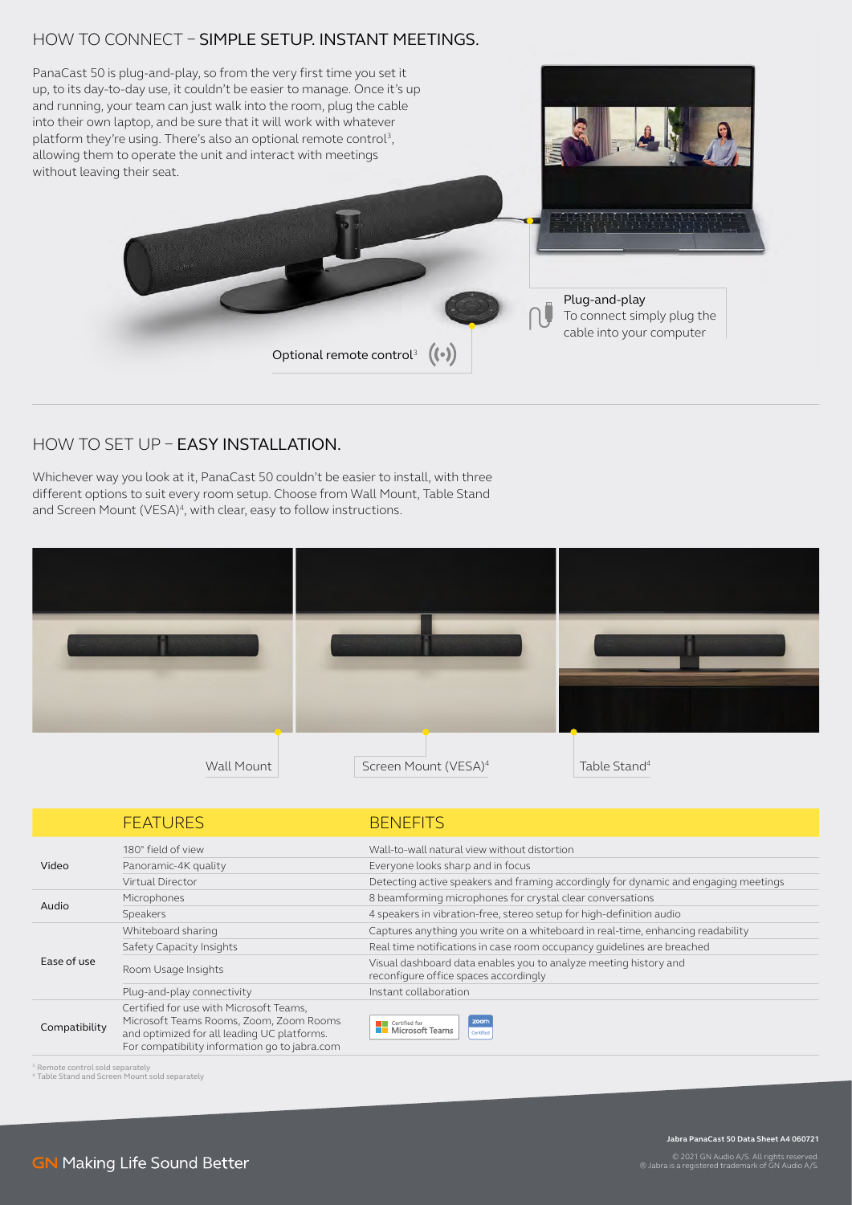## HOW TO CONNECT – SIMPLE SETUP. INSTANT MEETINGS.

PanaCast 50 is plug-and-play, so from the very first time you set it up, to its day-to-day use, it couldn't be easier to manage. Once it's up and running, your team can just walk into the room, plug the cable into their own laptop, and be sure that it will work with whatever platform they're using. There's also an optional remote control[3], allowing them to operate the unit and interact with meetings without leaving their seat.

Plug-and-play
To connect simply plug the cable into your computer

Optional remote control[3]

## HOW TO SET UP – EASY INSTALLATION.

Whichever way you look at it, PanaCast 50 couldn't be easier to install, with three different options to suit every room setup. Choose from Wall Mount, Table Stand and Screen Mount (VESA)[4], with clear, easy to follow instructions.

Wall Mount

Screen Mount (VESA)[4]

Table Stand[4]

| | FEATURES | BENEFITS |
|---|---|---|
| Video | 180° field of view | Wall-to-wall natural view without distortion |
| | Panoramic-4K quality | Everyone looks sharp and in focus |
| | Virtual Director | Detecting active speakers and framing accordingly for dynamic and engaging meetings |
| Audio | Microphones | 8 beamforming microphones for crystal clear conversations |
| | Speakers | 4 speakers in vibration-free, stereo setup for high-definition audio |
| Ease of use | Whiteboard sharing | Captures anything you write on a whiteboard in real-time, enhancing readability |
| | Safety Capacity Insights | Real time notifications in case room occupancy guidelines are breached |
| | Room Usage Insights | Visual dashboard data enables you to analyze meeting history and reconfigure office spaces accordingly |
| | Plug-and-play connectivity | Instant collaboration |
| Compatibility | Certified for use with Microsoft Teams, Microsoft Teams Rooms, Zoom, Zoom Rooms and optimized for all leading UC platforms. For compatibility information go to jabra.com | Certified for Microsoft Teams; zoom Certified |

[3] Remote control sold separately
[4] Table Stand and Screen Mount sold separately

GN Making Life Sound Better

Jabra PanaCast 50 Data Sheet A4 060721

© 2021 GN Audio A/S. All rights reserved
® Jabra is a registered trademark of GN Audio A/S.